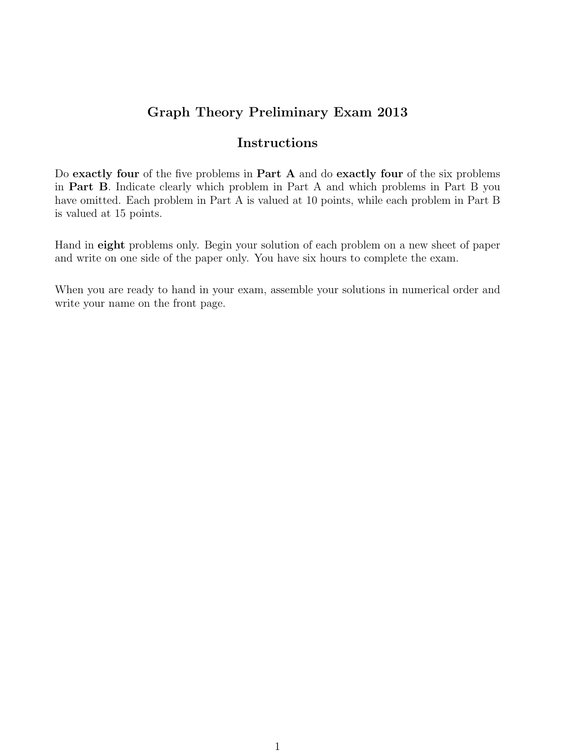# Graph Theory Preliminary Exam 2013

## Instructions

Do **exactly four** of the five problems in **Part A** and do **exactly four** of the six problems in **Part B**. Indicate clearly which problem in Part A and which problems in Part B you have omitted. Each problem in Part A is valued at 10 points, while each problem in Part B is valued at 15 points.

Hand in **eight** problems only. Begin your solution of each problem on a new sheet of paper and write on one side of the paper only. You have six hours to complete the exam.

When you are ready to hand in your exam, assemble your solutions in numerical order and write your name on the front page.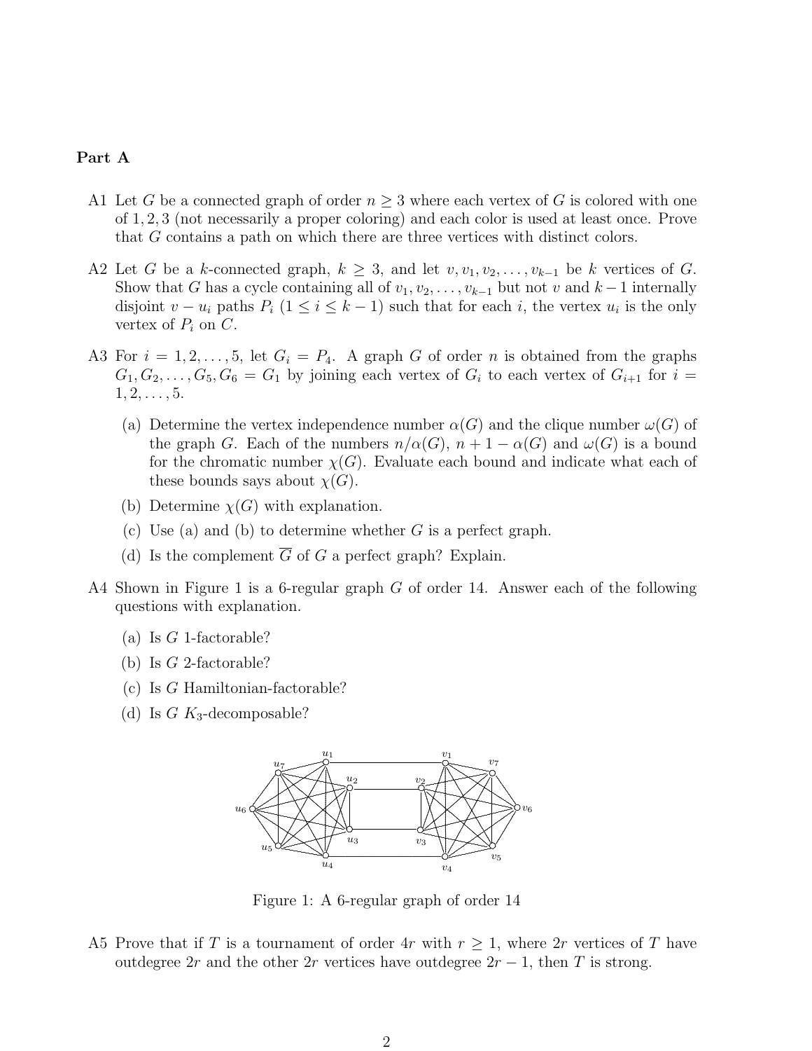## Part A

A1 Let $G$ be a connected graph of order $n \geq 3$ where each vertex of $G$ is colored with one of $1, 2, 3$ (not necessarily a proper coloring) and each color is used at least once. Prove that $G$ contains a path on which there are three vertices with distinct colors.

A2 Let $G$ be a $k$-connected graph, $k \geq 3$, and let $v, v_1, v_2, \ldots, v_{k-1}$ be $k$ vertices of $G$. Show that $G$ has a cycle containing all of $v_1, v_2, \ldots, v_{k-1}$ but not $v$ and $k-1$ internally disjoint $v - u_i$ paths $P_i$ ($1 \leq i \leq k-1$) such that for each $i$, the vertex $u_i$ is the only vertex of $P_i$ on $C$.

A3 For $i = 1, 2, \ldots, 5$, let $G_i = P_4$. A graph $G$ of order $n$ is obtained from the graphs $G_1, G_2, \ldots, G_5, G_6 = G_1$ by joining each vertex of $G_i$ to each vertex of $G_{i+1}$ for $i = 1, 2, \ldots, 5$.

(a) Determine the vertex independence number $\alpha(G)$ and the clique number $\omega(G)$ of the graph $G$. Each of the numbers $n/\alpha(G)$, $n + 1 - \alpha(G)$ and $\omega(G)$ is a bound for the chromatic number $\chi(G)$. Evaluate each bound and indicate what each of these bounds says about $\chi(G)$.

(b) Determine $\chi(G)$ with explanation.

(c) Use (a) and (b) to determine whether $G$ is a perfect graph.

(d) Is the complement $\overline{G}$ of $G$ a perfect graph? Explain.

A4 Shown in Figure 1 is a 6-regular graph $G$ of order 14. Answer each of the following questions with explanation.

(a) Is $G$ 1-factorable?

(b) Is $G$ 2-factorable?

(c) Is $G$ Hamiltonian-factorable?

(d) Is $G$ $K_3$-decomposable?

Figure 1: A 6-regular graph of order 14

A5 Prove that if $T$ is a tournament of order $4r$ with $r \geq 1$, where $2r$ vertices of $T$ have outdegree $2r$ and the other $2r$ vertices have outdegree $2r - 1$, then $T$ is strong.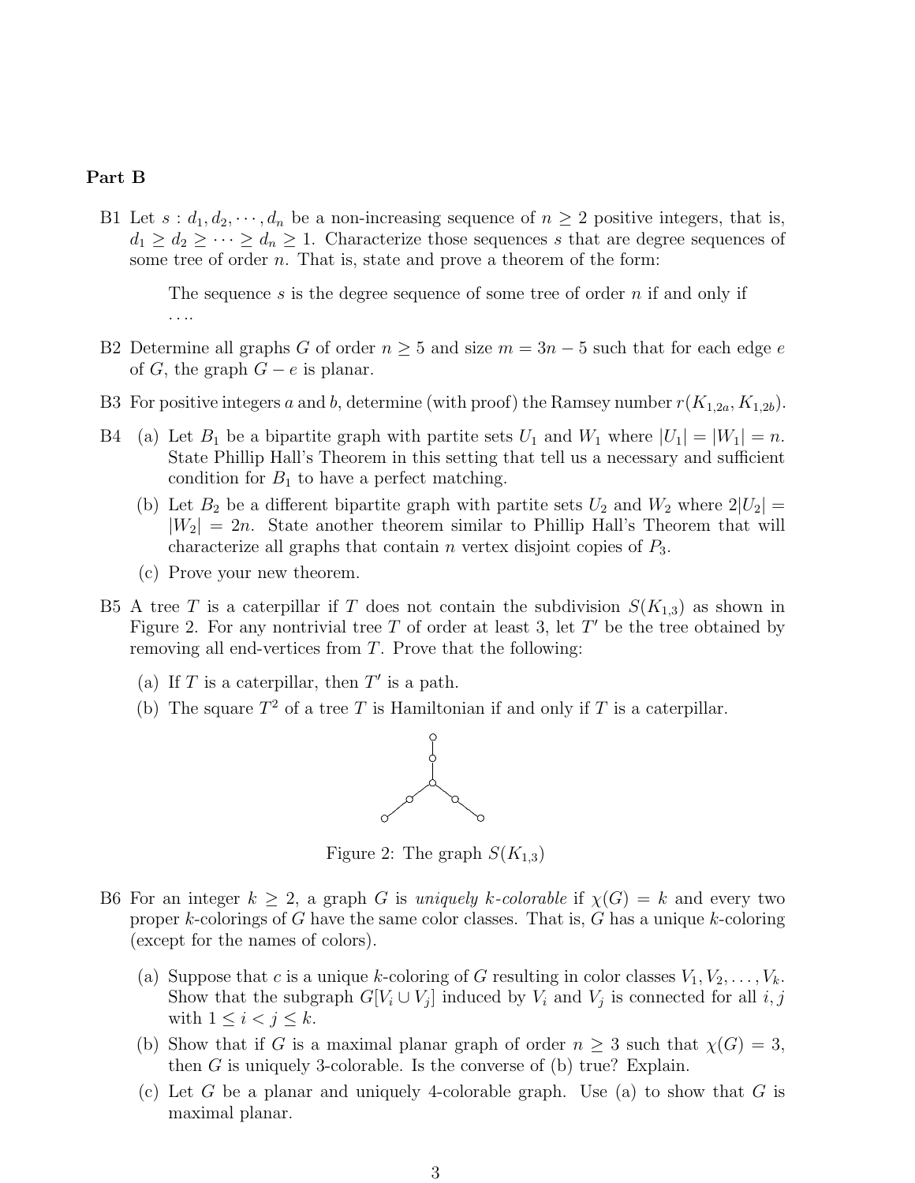## Part B

B1 Let $s : d_1, d_2, \cdots, d_n$ be a non-increasing sequence of $n \geq 2$ positive integers, that is, $d_1 \geq d_2 \geq \cdots \geq d_n \geq 1$. Characterize those sequences $s$ that are degree sequences of some tree of order $n$. That is, state and prove a theorem of the form:

> The sequence $s$ is the degree sequence of some tree of order $n$ if and only if ....

B2 Determine all graphs $G$ of order $n \geq 5$ and size $m = 3n - 5$ such that for each edge $e$ of $G$, the graph $G - e$ is planar.

B3 For positive integers $a$ and $b$, determine (with proof) the Ramsey number $r(K_{1,2a}, K_{1,2b})$.

B4 (a) Let $B_1$ be a bipartite graph with partite sets $U_1$ and $W_1$ where $|U_1| = |W_1| = n$. State Phillip Hall's Theorem in this setting that tell us a necessary and sufficient condition for $B_1$ to have a perfect matching.

(b) Let $B_2$ be a different bipartite graph with partite sets $U_2$ and $W_2$ where $2|U_2| = |W_2| = 2n$. State another theorem similar to Phillip Hall's Theorem that will characterize all graphs that contain $n$ vertex disjoint copies of $P_3$.

(c) Prove your new theorem.

B5 A tree $T$ is a caterpillar if $T$ does not contain the subdivision $S(K_{1,3})$ as shown in Figure 2. For any nontrivial tree $T$ of order at least 3, let $T'$ be the tree obtained by removing all end-vertices from $T$. Prove that the following:

(a) If $T$ is a caterpillar, then $T'$ is a path.

(b) The square $T^2$ of a tree $T$ is Hamiltonian if and only if $T$ is a caterpillar.

Figure 2: The graph $S(K_{1,3})$

B6 For an integer $k \geq 2$, a graph $G$ is *uniquely $k$-colorable* if $\chi(G) = k$ and every two proper $k$-colorings of $G$ have the same color classes. That is, $G$ has a unique $k$-coloring (except for the names of colors).

(a) Suppose that $c$ is a unique $k$-coloring of $G$ resulting in color classes $V_1, V_2, \ldots, V_k$. Show that the subgraph $G[V_i \cup V_j]$ induced by $V_i$ and $V_j$ is connected for all $i, j$ with $1 \leq i < j \leq k$.

(b) Show that if $G$ is a maximal planar graph of order $n \geq 3$ such that $\chi(G) = 3$, then $G$ is uniquely 3-colorable. Is the converse of (b) true? Explain.

(c) Let $G$ be a planar and uniquely 4-colorable graph. Use (a) to show that $G$ is maximal planar.